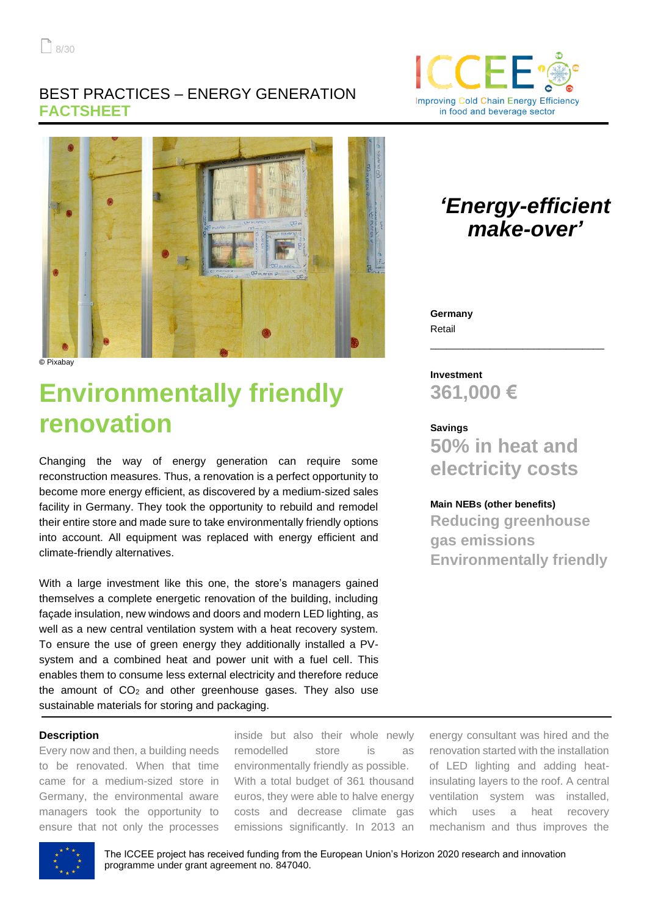BEST PRACTICES – ENERGY GENERATION
**FACTSHEET**

ICCEE
Improving Cold Chain Energy Efficiency in food and beverage sector

© Pixabay

# Environmentally friendly renovation

Changing the way of energy generation can require some reconstruction measures. Thus, a renovation is a perfect opportunity to become more energy efficient, as discovered by a medium-sized sales facility in Germany. They took the opportunity to rebuild and remodel their entire store and made sure to take environmentally friendly options into account. All equipment was replaced with energy efficient and climate-friendly alternatives.

With a large investment like this one, the store's managers gained themselves a complete energetic renovation of the building, including façade insulation, new windows and doors and modern LED lighting, as well as a new central ventilation system with a heat recovery system. To ensure the use of green energy they additionally installed a PV-system and a combined heat and power unit with a fuel cell. This enables them to consume less external electricity and therefore reduce the amount of $CO_2$ and other greenhouse gases. They also use sustainable materials for storing and packaging.

## *'Energy-efficient make-over'*

**Germany**
Retail

**Investment**
**361,000 €**

**Savings**
**50% in heat and electricity costs**

**Main NEBs (other benefits)**
**Reducing greenhouse gas emissions**
**Environmentally friendly**

### Description

Every now and then, a building needs to be renovated. When that time came for a medium-sized store in Germany, the environmental aware managers took the opportunity to ensure that not only the processes inside but also their whole newly remodelled store is as environmentally friendly as possible. With a total budget of 361 thousand euros, they were able to halve energy costs and decrease climate gas emissions significantly. In 2013 an energy consultant was hired and the renovation started with the installation of LED lighting and adding heat-insulating layers to the roof. A central ventilation system was installed, which uses a heat recovery mechanism and thus improves the

The ICCEE project has received funding from the European Union's Horizon 2020 research and innovation programme under grant agreement no. 847040.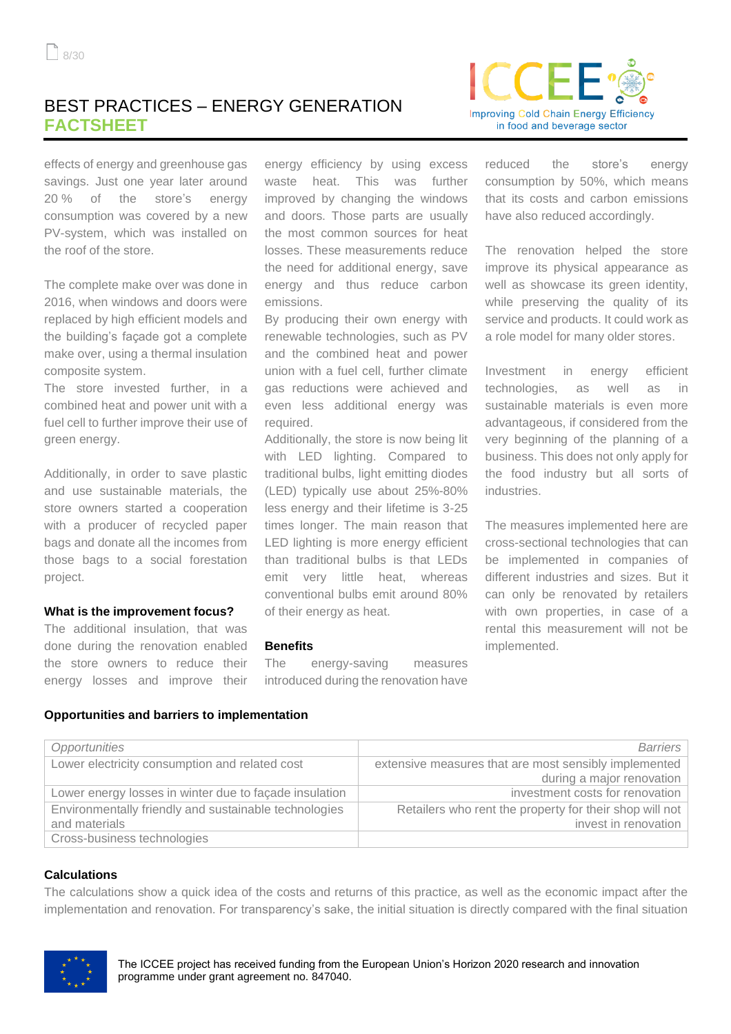effects of energy and greenhouse gas savings. Just one year later around 20 % of the store's energy consumption was covered by a new PV-system, which was installed on the roof of the store.

The complete make over was done in 2016, when windows and doors were replaced by high efficient models and the building's façade got a complete make over, using a thermal insulation composite system.
The store invested further, in a combined heat and power unit with a fuel cell to further improve their use of green energy.

Additionally, in order to save plastic and use sustainable materials, the store owners started a cooperation with a producer of recycled paper bags and donate all the incomes from those bags to a social forestation project.

**What is the improvement focus?**
The additional insulation, that was done during the renovation enabled the store owners to reduce their energy losses and improve their energy efficiency by using excess waste heat. This was further improved by changing the windows and doors. Those parts are usually the most common sources for heat losses. These measurements reduce the need for additional energy, save energy and thus reduce carbon emissions.
By producing their own energy with renewable technologies, such as PV and the combined heat and power union with a fuel cell, further climate gas reductions were achieved and even less additional energy was required.
Additionally, the store is now being lit with LED lighting. Compared to traditional bulbs, light emitting diodes (LED) typically use about 25%-80% less energy and their lifetime is 3-25 times longer. The main reason that LED lighting is more energy efficient than traditional bulbs is that LEDs emit very little heat, whereas conventional bulbs emit around 80% of their energy as heat.

**Benefits**
The energy-saving measures introduced during the renovation have reduced the store's energy consumption by 50%, which means that its costs and carbon emissions have also reduced accordingly.

The renovation helped the store improve its physical appearance as well as showcase its green identity, while preserving the quality of its service and products. It could work as a role model for many older stores.

Investment in energy efficient technologies, as well as in sustainable materials is even more advantageous, if considered from the very beginning of the planning of a business. This does not only apply for the food industry but all sorts of industries.

The measures implemented here are cross-sectional technologies that can be implemented in companies of different industries and sizes. But it can only be renovated by retailers with own properties, in case of a rental this measurement will not be implemented.

**Opportunities and barriers to implementation**

| *Opportunities* | *Barriers* |
|---|---|
| Lower electricity consumption and related cost | extensive measures that are most sensibly implemented during a major renovation |
| Lower energy losses in winter due to façade insulation | investment costs for renovation |
| Environmentally friendly and sustainable technologies and materials | Retailers who rent the property for their shop will not invest in renovation |
| Cross-business technologies | |

**Calculations**
The calculations show a quick idea of the costs and returns of this practice, as well as the economic impact after the implementation and renovation. For transparency's sake, the initial situation is directly compared with the final situation

The ICCEE project has received funding from the European Union's Horizon 2020 research and innovation programme under grant agreement no. 847040.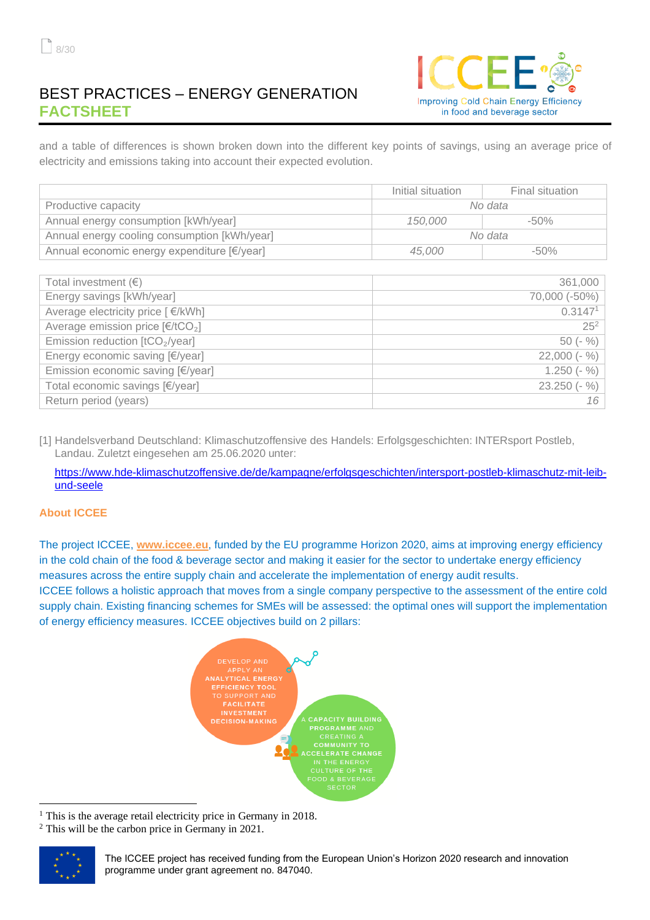# BEST PRACTICES – ENERGY GENERATION

## FACTSHEET

and a table of differences is shown broken down into the different key points of savings, using an average price of electricity and emissions taking into account their expected evolution.

| | Initial situation | Final situation |
|---|---|---|
| Productive capacity | *No data* | |
| Annual energy consumption [kWh/year] | *150,000* | -50% |
| Annual energy cooling consumption [kWh/year] | *No data* | |
| Annual economic energy expenditure [€/year] | *45,000* | -50% |

| | |
|---|---|
| Total investment (€) | 361,000 |
| Energy savings [kWh/year] | 70,000 (-50%) |
| Average electricity price [ €/kWh] | 0.3147[1] |
| Average emission price [€/t$CO_2$] | 25[2] |
| Emission reduction [t$CO_2$/year] | 50 (- %) |
| Energy economic saving [€/year] | 22,000 (- %) |
| Emission economic saving [€/year] | 1.250 (- %) |
| Total economic savings [€/year] | 23.250 (- %) |
| Return period (years) | *16* |

[1] Handelsverband Deutschland: Klimaschutzoffensive des Handels: Erfolgsgeschichten: INTERsport Postleb, Landau. Zuletzt eingesehen am 25.06.2020 unter:

https://www.hde-klimaschutzoffensive.de/de/kampagne/erfolgsgeschichten/intersport-postleb-klimaschutz-mit-leib-und-seele

### About ICCEE

The project ICCEE, **www.iccee.eu**, funded by the EU programme Horizon 2020, aims at improving energy efficiency in the cold chain of the food & beverage sector and making it easier for the sector to undertake energy efficiency measures across the entire supply chain and accelerate the implementation of energy audit results.
ICCEE follows a holistic approach that moves from a single company perspective to the assessment of the entire cold supply chain. Existing financing schemes for SMEs will be assessed: the optimal ones will support the implementation of energy efficiency measures. ICCEE objectives build on 2 pillars:

DEVELOP AND APPLY AN **ANALYTICAL ENERGY EFFICIENCY TOOL** TO SUPPORT AND **FACILITATE INVESTMENT DECISION-MAKING**

A **CAPACITY BUILDING PROGRAMME** AND CREATING A **COMMUNITY TO ACCELERATE CHANGE** IN THE ENERGY CULTURE OF THE FOOD & BEVERAGE SECTOR

[1] This is the average retail electricity price in Germany in 2018.

[2] This will be the carbon price in Germany in 2021.

The ICCEE project has received funding from the European Union's Horizon 2020 research and innovation programme under grant agreement no. 847040.